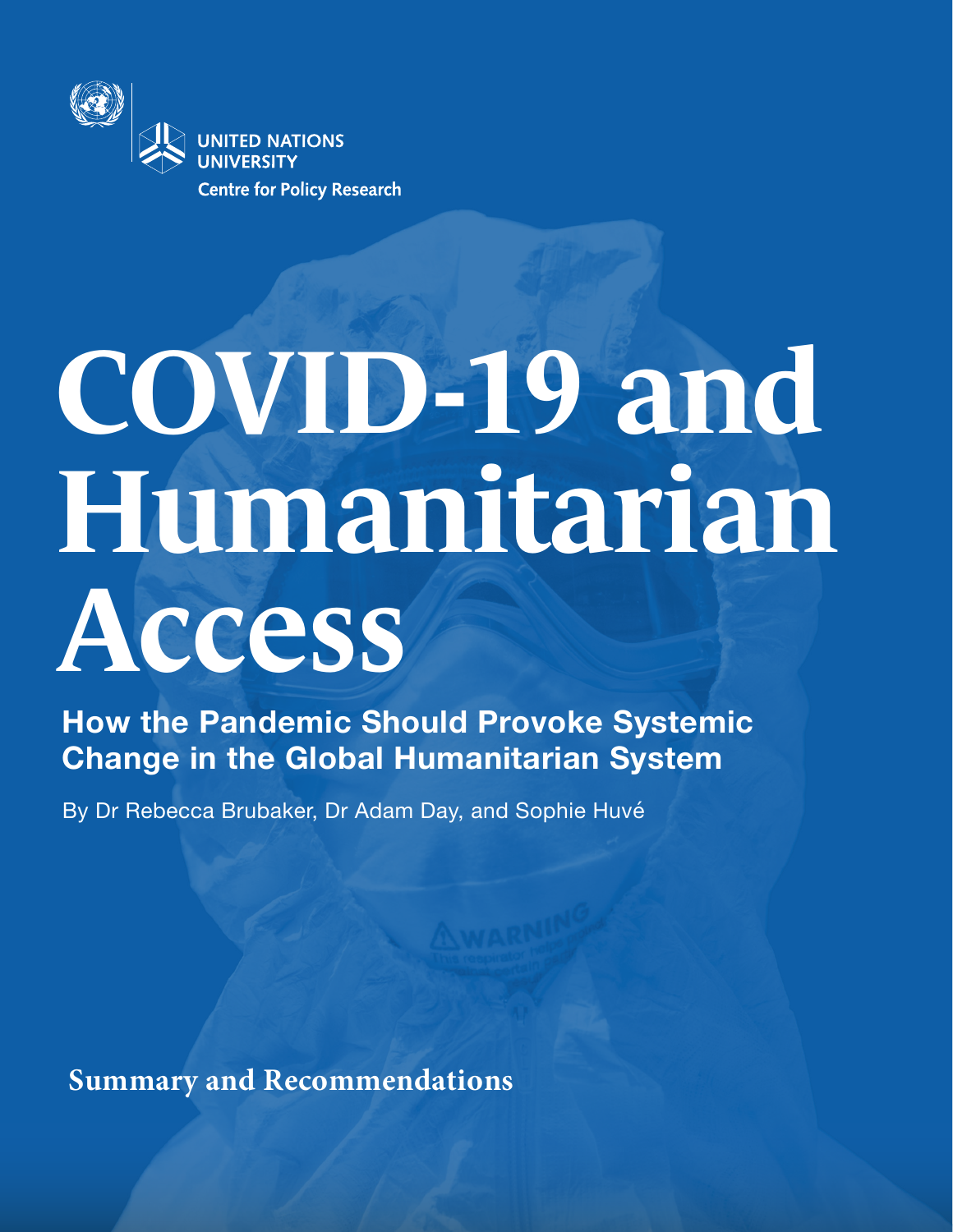UNITED NATIONS UNIVERSITY
Centre for Policy Research

# COVID-19 and Humanitarian Access

## How the Pandemic Should Provoke Systemic Change in the Global Humanitarian System

By Dr Rebecca Brubaker, Dr Adam Day, and Sophie Huvé

**Summary and Recommendations**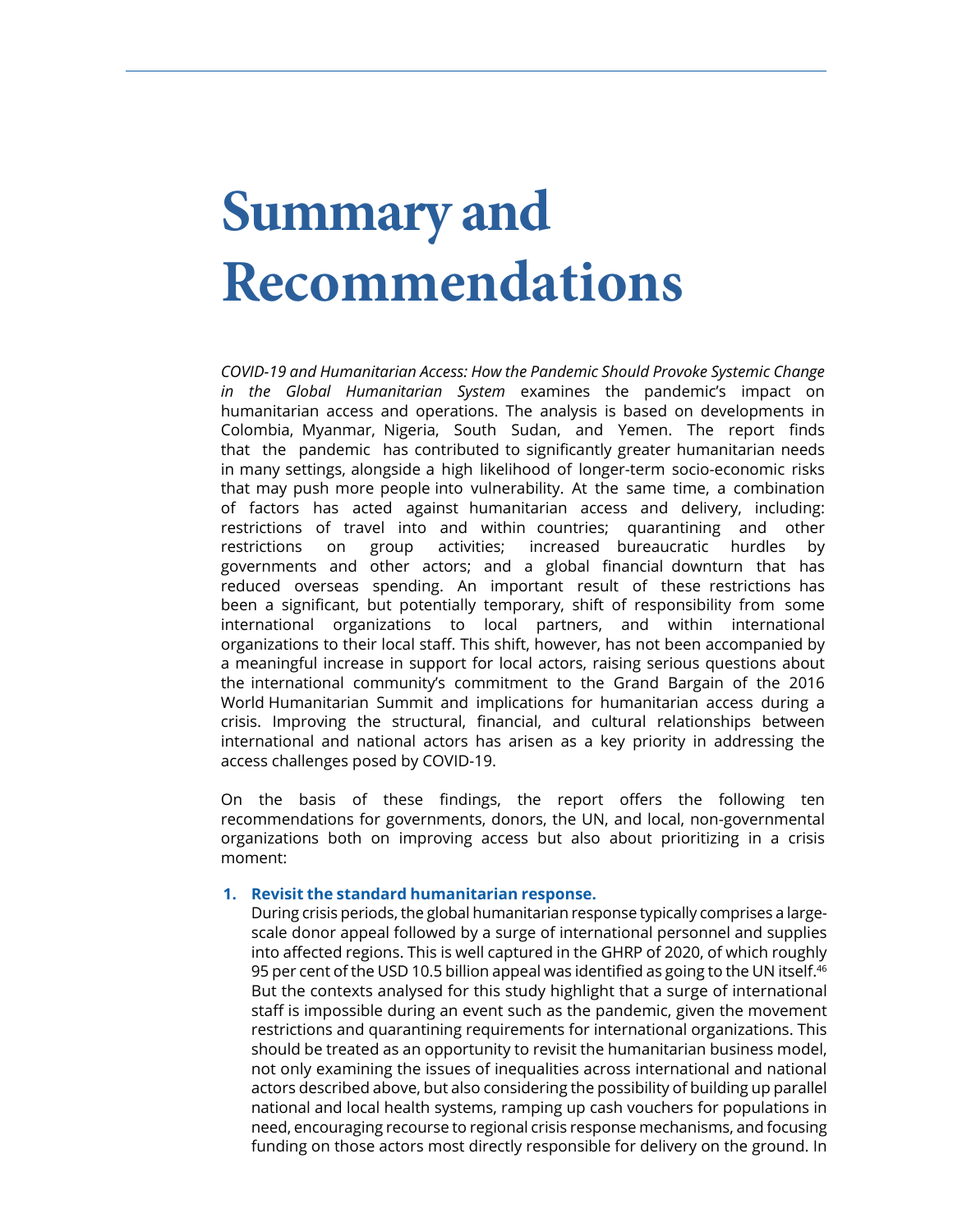# Summary and Recommendations

*COVID-19 and Humanitarian Access: How the Pandemic Should Provoke Systemic Change in the Global Humanitarian System* examines the pandemic's impact on humanitarian access and operations. The analysis is based on developments in Colombia, Myanmar, Nigeria, South Sudan, and Yemen. The report finds that the pandemic has contributed to significantly greater humanitarian needs in many settings, alongside a high likelihood of longer-term socio-economic risks that may push more people into vulnerability. At the same time, a combination of factors has acted against humanitarian access and delivery, including: restrictions of travel into and within countries; quarantining and other restrictions on group activities; increased bureaucratic hurdles by governments and other actors; and a global financial downturn that has reduced overseas spending. An important result of these restrictions has been a significant, but potentially temporary, shift of responsibility from some international organizations to local partners, and within international organizations to their local staff. This shift, however, has not been accompanied by a meaningful increase in support for local actors, raising serious questions about the international community's commitment to the Grand Bargain of the 2016 World Humanitarian Summit and implications for humanitarian access during a crisis. Improving the structural, financial, and cultural relationships between international and national actors has arisen as a key priority in addressing the access challenges posed by COVID-19.

On the basis of these findings, the report offers the following ten recommendations for governments, donors, the UN, and local, non-governmental organizations both on improving access but also about prioritizing in a crisis moment:

1. **Revisit the standard humanitarian response.**
   During crisis periods, the global humanitarian response typically comprises a large-scale donor appeal followed by a surge of international personnel and supplies into affected regions. This is well captured in the GHRP of 2020, of which roughly 95 per cent of the USD 10.5 billion appeal was identified as going to the UN itself.[46] But the contexts analysed for this study highlight that a surge of international staff is impossible during an event such as the pandemic, given the movement restrictions and quarantining requirements for international organizations. This should be treated as an opportunity to revisit the humanitarian business model, not only examining the issues of inequalities across international and national actors described above, but also considering the possibility of building up parallel national and local health systems, ramping up cash vouchers for populations in need, encouraging recourse to regional crisis response mechanisms, and focusing funding on those actors most directly responsible for delivery on the ground. In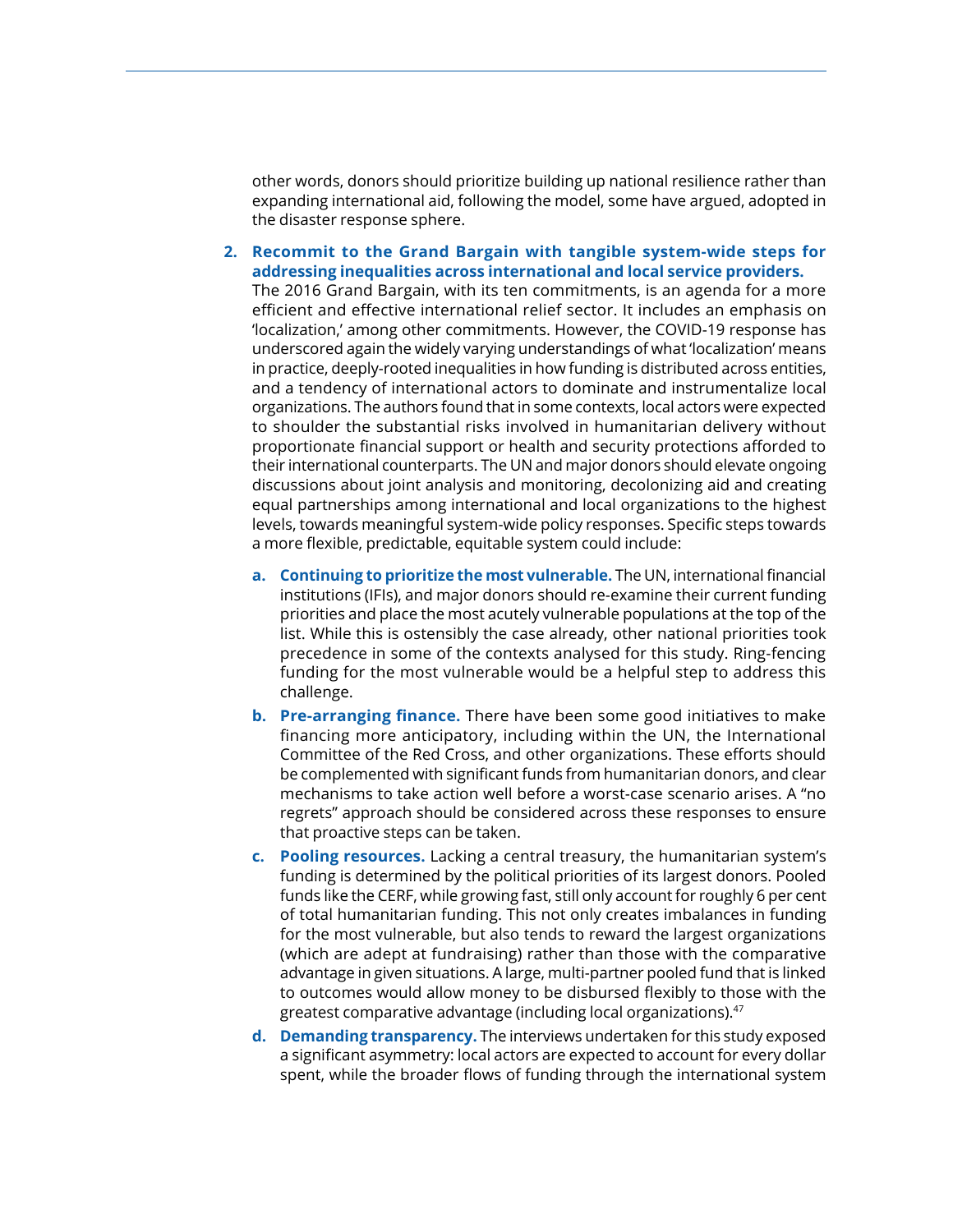other words, donors should prioritize building up national resilience rather than expanding international aid, following the model, some have argued, adopted in the disaster response sphere.

2. **Recommit to the Grand Bargain with tangible system-wide steps for addressing inequalities across international and local service providers.** The 2016 Grand Bargain, with its ten commitments, is an agenda for a more efficient and effective international relief sector. It includes an emphasis on 'localization,' among other commitments. However, the COVID-19 response has underscored again the widely varying understandings of what 'localization' means in practice, deeply-rooted inequalities in how funding is distributed across entities, and a tendency of international actors to dominate and instrumentalize local organizations. The authors found that in some contexts, local actors were expected to shoulder the substantial risks involved in humanitarian delivery without proportionate financial support or health and security protections afforded to their international counterparts. The UN and major donors should elevate ongoing discussions about joint analysis and monitoring, decolonizing aid and creating equal partnerships among international and local organizations to the highest levels, towards meaningful system-wide policy responses. Specific steps towards a more flexible, predictable, equitable system could include:

   a. **Continuing to prioritize the most vulnerable.** The UN, international financial institutions (IFIs), and major donors should re-examine their current funding priorities and place the most acutely vulnerable populations at the top of the list. While this is ostensibly the case already, other national priorities took precedence in some of the contexts analysed for this study. Ring-fencing funding for the most vulnerable would be a helpful step to address this challenge.

   b. **Pre-arranging finance.** There have been some good initiatives to make financing more anticipatory, including within the UN, the International Committee of the Red Cross, and other organizations. These efforts should be complemented with significant funds from humanitarian donors, and clear mechanisms to take action well before a worst-case scenario arises. A "no regrets" approach should be considered across these responses to ensure that proactive steps can be taken.

   c. **Pooling resources.** Lacking a central treasury, the humanitarian system's funding is determined by the political priorities of its largest donors. Pooled funds like the CERF, while growing fast, still only account for roughly 6 per cent of total humanitarian funding. This not only creates imbalances in funding for the most vulnerable, but also tends to reward the largest organizations (which are adept at fundraising) rather than those with the comparative advantage in given situations. A large, multi-partner pooled fund that is linked to outcomes would allow money to be disbursed flexibly to those with the greatest comparative advantage (including local organizations).[47]

   d. **Demanding transparency.** The interviews undertaken for this study exposed a significant asymmetry: local actors are expected to account for every dollar spent, while the broader flows of funding through the international system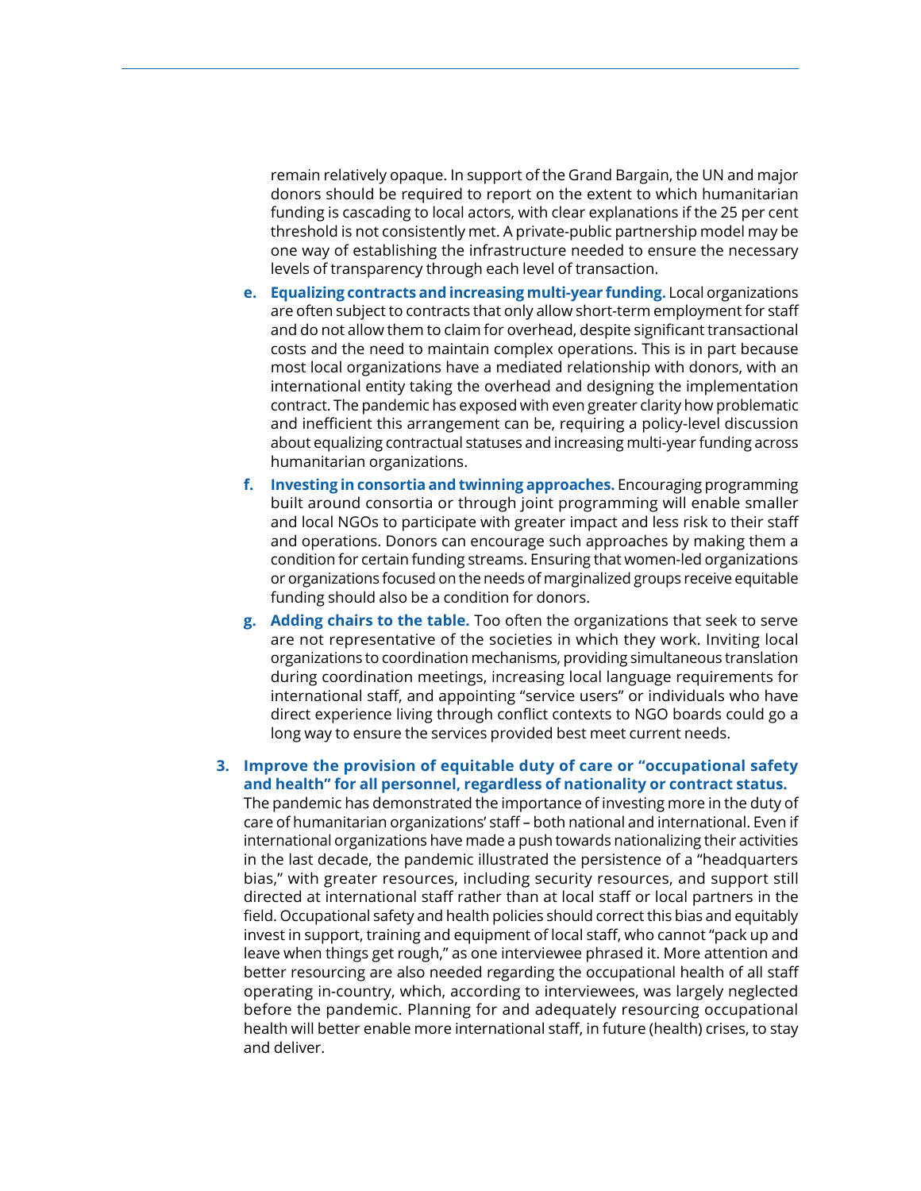remain relatively opaque. In support of the Grand Bargain, the UN and major donors should be required to report on the extent to which humanitarian funding is cascading to local actors, with clear explanations if the 25 per cent threshold is not consistently met. A private-public partnership model may be one way of establishing the infrastructure needed to ensure the necessary levels of transparency through each level of transaction.

e. **Equalizing contracts and increasing multi-year funding.** Local organizations are often subject to contracts that only allow short-term employment for staff and do not allow them to claim for overhead, despite significant transactional costs and the need to maintain complex operations. This is in part because most local organizations have a mediated relationship with donors, with an international entity taking the overhead and designing the implementation contract. The pandemic has exposed with even greater clarity how problematic and inefficient this arrangement can be, requiring a policy-level discussion about equalizing contractual statuses and increasing multi-year funding across humanitarian organizations.

f. **Investing in consortia and twinning approaches.** Encouraging programming built around consortia or through joint programming will enable smaller and local NGOs to participate with greater impact and less risk to their staff and operations. Donors can encourage such approaches by making them a condition for certain funding streams. Ensuring that women-led organizations or organizations focused on the needs of marginalized groups receive equitable funding should also be a condition for donors.

g. **Adding chairs to the table.** Too often the organizations that seek to serve are not representative of the societies in which they work. Inviting local organizations to coordination mechanisms, providing simultaneous translation during coordination meetings, increasing local language requirements for international staff, and appointing "service users" or individuals who have direct experience living through conflict contexts to NGO boards could go a long way to ensure the services provided best meet current needs.

3. **Improve the provision of equitable duty of care or "occupational safety and health" for all personnel, regardless of nationality or contract status.**
The pandemic has demonstrated the importance of investing more in the duty of care of humanitarian organizations' staff – both national and international. Even if international organizations have made a push towards nationalizing their activities in the last decade, the pandemic illustrated the persistence of a "headquarters bias," with greater resources, including security resources, and support still directed at international staff rather than at local staff or local partners in the field. Occupational safety and health policies should correct this bias and equitably invest in support, training and equipment of local staff, who cannot "pack up and leave when things get rough," as one interviewee phrased it. More attention and better resourcing are also needed regarding the occupational health of all staff operating in-country, which, according to interviewees, was largely neglected before the pandemic. Planning for and adequately resourcing occupational health will better enable more international staff, in future (health) crises, to stay and deliver.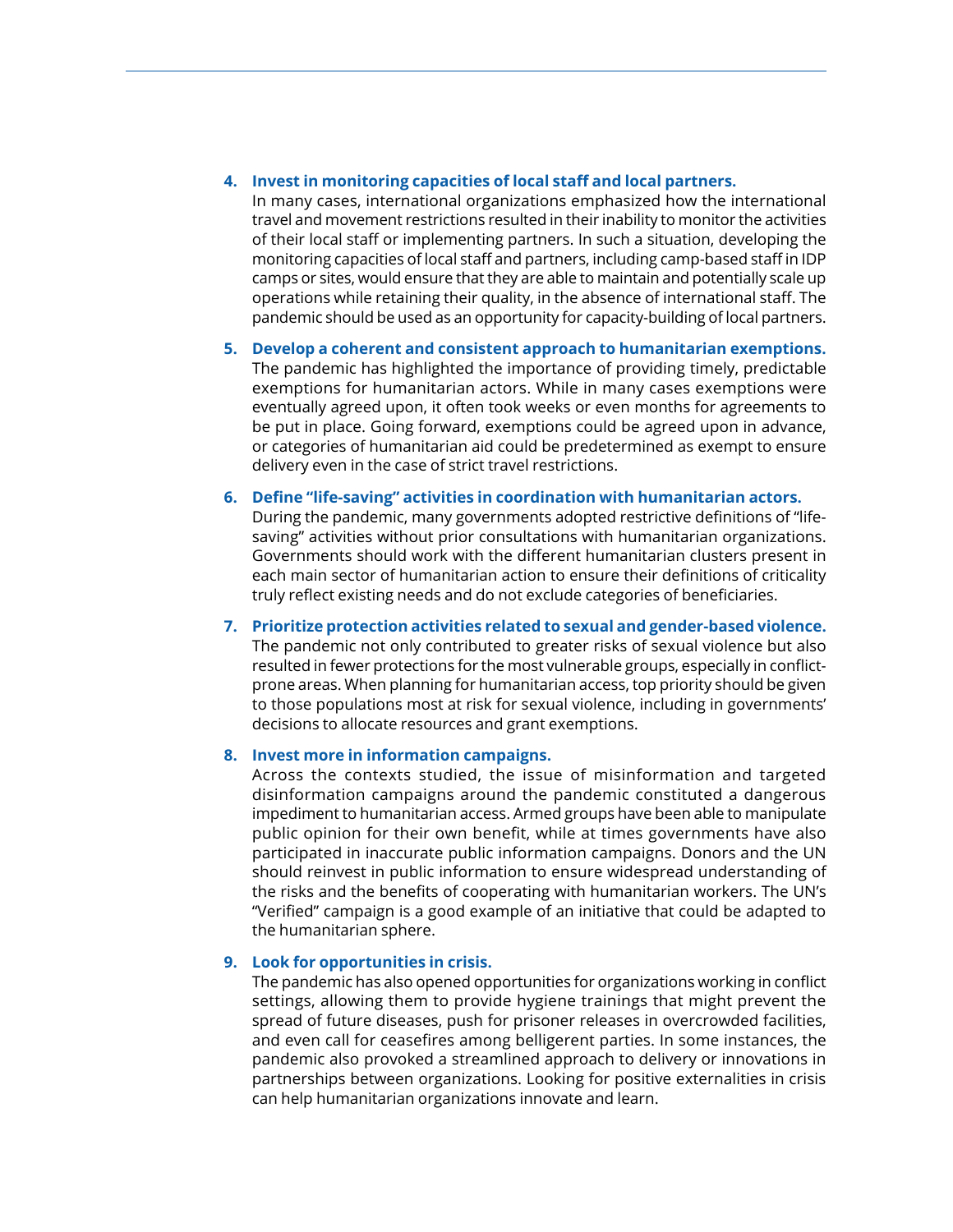4. **Invest in monitoring capacities of local staff and local partners.**
   In many cases, international organizations emphasized how the international travel and movement restrictions resulted in their inability to monitor the activities of their local staff or implementing partners. In such a situation, developing the monitoring capacities of local staff and partners, including camp-based staff in IDP camps or sites, would ensure that they are able to maintain and potentially scale up operations while retaining their quality, in the absence of international staff. The pandemic should be used as an opportunity for capacity-building of local partners.

5. **Develop a coherent and consistent approach to humanitarian exemptions.**
   The pandemic has highlighted the importance of providing timely, predictable exemptions for humanitarian actors. While in many cases exemptions were eventually agreed upon, it often took weeks or even months for agreements to be put in place. Going forward, exemptions could be agreed upon in advance, or categories of humanitarian aid could be predetermined as exempt to ensure delivery even in the case of strict travel restrictions.

6. **Define "life-saving" activities in coordination with humanitarian actors.**
   During the pandemic, many governments adopted restrictive definitions of "life-saving" activities without prior consultations with humanitarian organizations. Governments should work with the different humanitarian clusters present in each main sector of humanitarian action to ensure their definitions of criticality truly reflect existing needs and do not exclude categories of beneficiaries.

7. **Prioritize protection activities related to sexual and gender-based violence.**
   The pandemic not only contributed to greater risks of sexual violence but also resulted in fewer protections for the most vulnerable groups, especially in conflict-prone areas. When planning for humanitarian access, top priority should be given to those populations most at risk for sexual violence, including in governments' decisions to allocate resources and grant exemptions.

8. **Invest more in information campaigns.**
   Across the contexts studied, the issue of misinformation and targeted disinformation campaigns around the pandemic constituted a dangerous impediment to humanitarian access. Armed groups have been able to manipulate public opinion for their own benefit, while at times governments have also participated in inaccurate public information campaigns. Donors and the UN should reinvest in public information to ensure widespread understanding of the risks and the benefits of cooperating with humanitarian workers. The UN's "Verified" campaign is a good example of an initiative that could be adapted to the humanitarian sphere.

9. **Look for opportunities in crisis.**
   The pandemic has also opened opportunities for organizations working in conflict settings, allowing them to provide hygiene trainings that might prevent the spread of future diseases, push for prisoner releases in overcrowded facilities, and even call for ceasefires among belligerent parties. In some instances, the pandemic also provoked a streamlined approach to delivery or innovations in partnerships between organizations. Looking for positive externalities in crisis can help humanitarian organizations innovate and learn.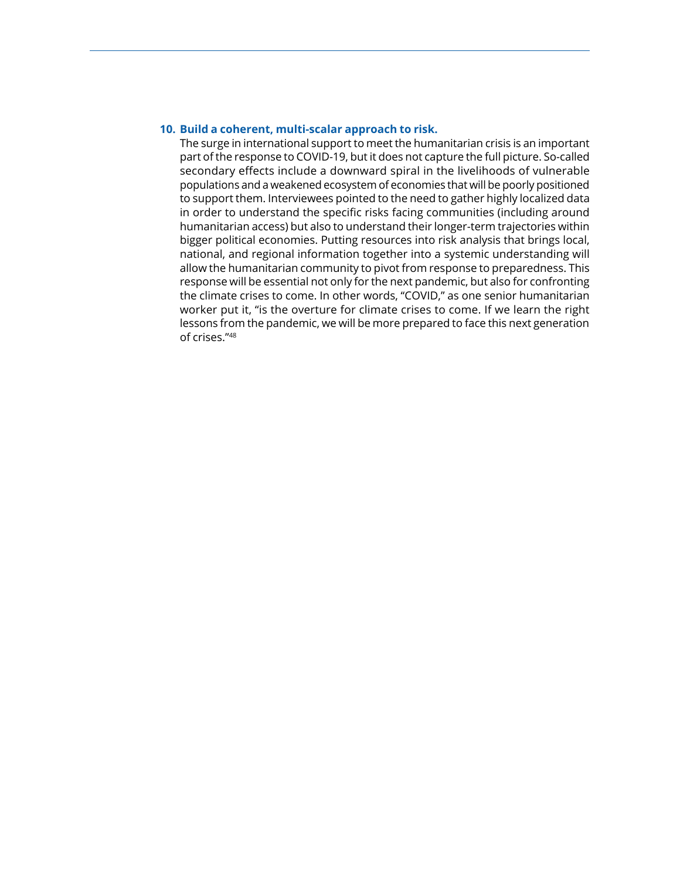10. **Build a coherent, multi-scalar approach to risk.**

    The surge in international support to meet the humanitarian crisis is an important part of the response to COVID-19, but it does not capture the full picture. So-called secondary effects include a downward spiral in the livelihoods of vulnerable populations and a weakened ecosystem of economies that will be poorly positioned to support them. Interviewees pointed to the need to gather highly localized data in order to understand the specific risks facing communities (including around humanitarian access) but also to understand their longer-term trajectories within bigger political economies. Putting resources into risk analysis that brings local, national, and regional information together into a systemic understanding will allow the humanitarian community to pivot from response to preparedness. This response will be essential not only for the next pandemic, but also for confronting the climate crises to come. In other words, "COVID," as one senior humanitarian worker put it, "is the overture for climate crises to come. If we learn the right lessons from the pandemic, we will be more prepared to face this next generation of crises."[48]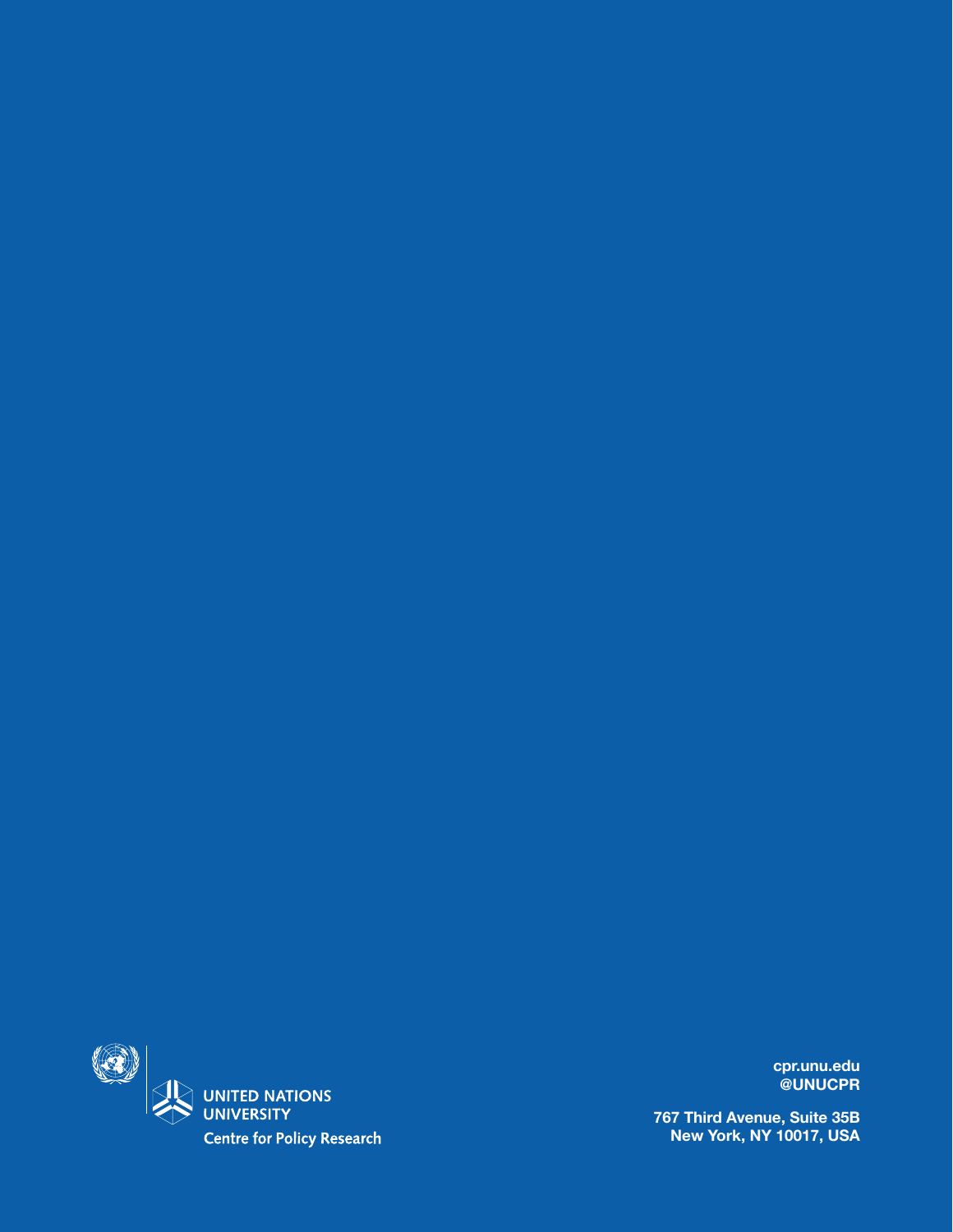UNITED NATIONS
UNIVERSITY
Centre for Policy Research

**cpr.unu.edu**
**@UNUCPR**

**767 Third Avenue, Suite 35B**
**New York, NY 10017, USA**